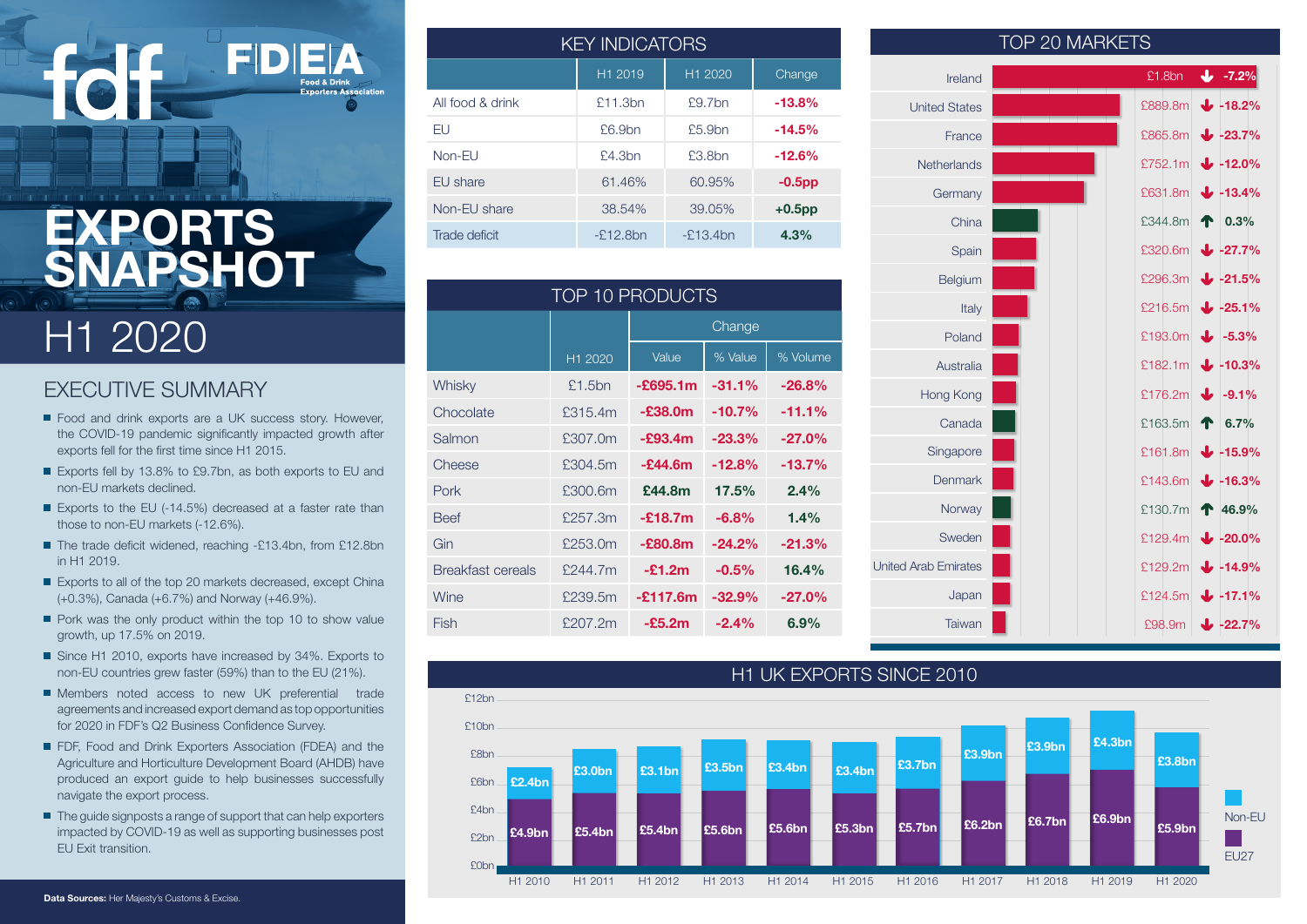fdf | FDEA Food & Drink Exporters Association

# EXPORTS SNAPSHOT

## H1 2020

## EXECUTIVE SUMMARY

- Food and drink exports are a UK success story. However, the COVID-19 pandemic significantly impacted growth after exports fell for the first time since H1 2015.
- Exports fell by 13.8% to £9.7bn, as both exports to EU and non-EU markets declined.
- Exports to the EU (-14.5%) decreased at a faster rate than those to non-EU markets (-12.6%).
- The trade deficit widened, reaching -£13.4bn, from £12.8bn in H1 2019.
- Exports to all of the top 20 markets decreased, except China (+0.3%), Canada (+6.7%) and Norway (+46.9%).
- Pork was the only product within the top 10 to show value growth, up 17.5% on 2019.
- Since H1 2010, exports have increased by 34%. Exports to non-EU countries grew faster (59%) than to the EU (21%).
- Members noted access to new UK preferential trade agreements and increased export demand as top opportunities for 2020 in FDF's Q2 Business Confidence Survey.
- FDF, Food and Drink Exporters Association (FDEA) and the Agriculture and Horticulture Development Board (AHDB) have produced an export guide to help businesses successfully navigate the export process.
- The guide signposts a range of support that can help exporters impacted by COVID-19 as well as supporting businesses post EU Exit transition.

**Data Sources:** Her Majesty's Customs & Excise.

## KEY INDICATORS

| | H1 2019 | H1 2020 | Change |
|---|---|---|---|
| All food & drink | £11.3bn | £9.7bn | **-13.8%** |
| EU | £6.9bn | £5.9bn | **-14.5%** |
| Non-EU | £4.3bn | £3.8bn | **-12.6%** |
| EU share | 61.46% | 60.95% | **-0.5pp** |
| Non-EU share | 38.54% | 39.05% | **+0.5pp** |
| Trade deficit | -£12.8bn | -£13.4bn | **4.3%** |

## TOP 10 PRODUCTS

| | H1 2020 | Change | | |
|---|---|---|---|---|
| | | Value | % Value | % Volume |
| Whisky | £1.5bn | **-£695.1m** | **-31.1%** | **-26.8%** |
| Chocolate | £315.4m | **-£38.0m** | **-10.7%** | **-11.1%** |
| Salmon | £307.0m | **-£93.4m** | **-23.3%** | **-27.0%** |
| Cheese | £304.5m | **-£44.6m** | **-12.8%** | **-13.7%** |
| Pork | £300.6m | **£44.8m** | **17.5%** | **2.4%** |
| Beef | £257.3m | **-£18.7m** | **-6.8%** | **1.4%** |
| Gin | £253.0m | **-£80.8m** | **-24.2%** | **-21.3%** |
| Breakfast cereals | £244.7m | **-£1.2m** | **-0.5%** | **16.4%** |
| Wine | £239.5m | **-£117.6m** | **-32.9%** | **-27.0%** |
| Fish | £207.2m | **-£5.2m** | **-2.4%** | **6.9%** |

## TOP 20 MARKETS

| Market | H1 2020 | Change |
|---|---|---|
| Ireland | £1.8bn | -7.2% |
| United States | £889.8m | -18.2% |
| France | £865.8m | -23.7% |
| Netherlands | £752.1m | -12.0% |
| Germany | £631.8m | -13.4% |
| China | £344.8m | 0.3% |
| Spain | £320.6m | -27.7% |
| Belgium | £296.3m | -21.5% |
| Italy | £216.5m | -25.1% |
| Poland | £193.0m | -5.3% |
| Australia | £182.1m | -10.3% |
| Hong Kong | £176.2m | -9.1% |
| Canada | £163.5m | 6.7% |
| Singapore | £161.8m | -15.9% |
| Denmark | £143.6m | -16.3% |
| Norway | £130.7m | 46.9% |
| Sweden | £129.4m | -20.0% |
| United Arab Emirates | £129.2m | -14.9% |
| Japan | £124.5m | -17.1% |
| Taiwan | £98.9m | -22.7% |

## H1 UK EXPORTS SINCE 2010

| | Non-EU | EU27 |
|---|---|---|
| H1 2010 | £2.4bn | £4.9bn |
| H1 2011 | £3.0bn | £5.4bn |
| H1 2012 | £3.1bn | £5.4bn |
| H1 2013 | £3.5bn | £5.6bn |
| H1 2014 | £3.4bn | £5.6bn |
| H1 2015 | £3.4bn | £5.3bn |
| H1 2016 | £3.7bn | £5.7bn |
| H1 2017 | £3.9bn | £6.2bn |
| H1 2018 | £3.9bn | £6.7bn |
| H1 2019 | £4.3bn | £6.9bn |
| H1 2020 | £3.8bn | £5.9bn |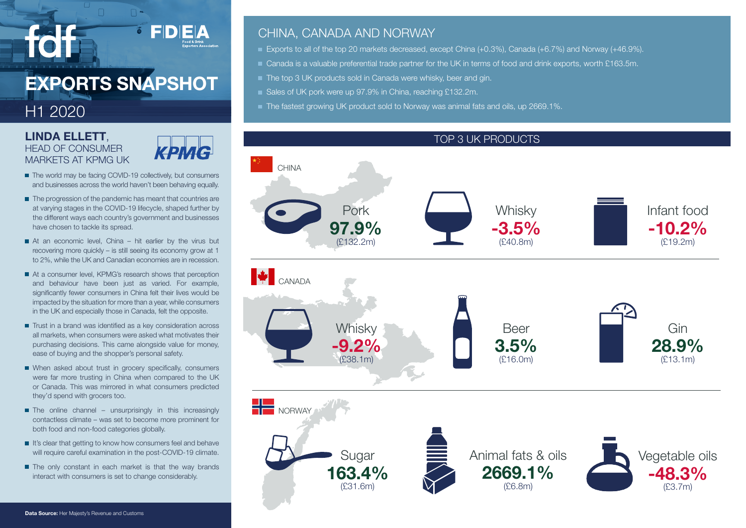# EXPORTS SNAPSHOT

## H1 2020

### LINDA ELLETT, HEAD OF CONSUMER MARKETS AT KPMG UK

- The world may be facing COVID-19 collectively, but consumers and businesses across the world haven't been behaving equally.
- The progression of the pandemic has meant that countries are at varying stages in the COVID-19 lifecycle, shaped further by the different ways each country's government and businesses have chosen to tackle its spread.
- At an economic level, China – hit earlier by the virus but recovering more quickly – is still seeing its economy grow at 1 to 2%, while the UK and Canadian economies are in recession.
- At a consumer level, KPMG's research shows that perception and behaviour have been just as varied. For example, significantly fewer consumers in China felt their lives would be impacted by the situation for more than a year, while consumers in the UK and especially those in Canada, felt the opposite.
- Trust in a brand was identified as a key consideration across all markets, when consumers were asked what motivates their purchasing decisions. This came alongside value for money, ease of buying and the shopper's personal safety.
- When asked about trust in grocery specifically, consumers were far more trusting in China when compared to the UK or Canada. This was mirrored in what consumers predicted they'd spend with grocers too.
- The online channel – unsurprisingly in this increasingly contactless climate – was set to become more prominent for both food and non-food categories globally.
- It's clear that getting to know how consumers feel and behave will require careful examination in the post-COVID-19 climate.
- The only constant in each market is that the way brands interact with consumers is set to change considerably.

**Data Source:** Her Majesty's Revenue and Customs

## CHINA, CANADA AND NORWAY

- Exports to all of the top 20 markets decreased, except China (+0.3%), Canada (+6.7%) and Norway (+46.9%).
- Canada is a valuable preferential trade partner for the UK in terms of food and drink exports, worth £163.5m.
- The top 3 UK products sold in Canada were whisky, beer and gin.
- Sales of UK pork were up 97.9% in China, reaching £132.2m.
- The fastest growing UK product sold to Norway was animal fats and oils, up 2669.1%.

## TOP 3 UK PRODUCTS

| Country | Product 1 | Product 2 | Product 3 |
|---|---|---|---|
| CHINA | Pork 97.9% (£132.2m) | Whisky -3.5% (£40.8m) | Infant food -10.2% (£19.2m) |
| CANADA | Whisky -9.2% (£38.1m) | Beer 3.5% (£16.0m) | Gin 28.9% (£13.1m) |
| NORWAY | Sugar 163.4% (£31.6m) | Animal fats & oils 2669.1% (£6.8m) | Vegetable oils -48.3% (£3.7m) |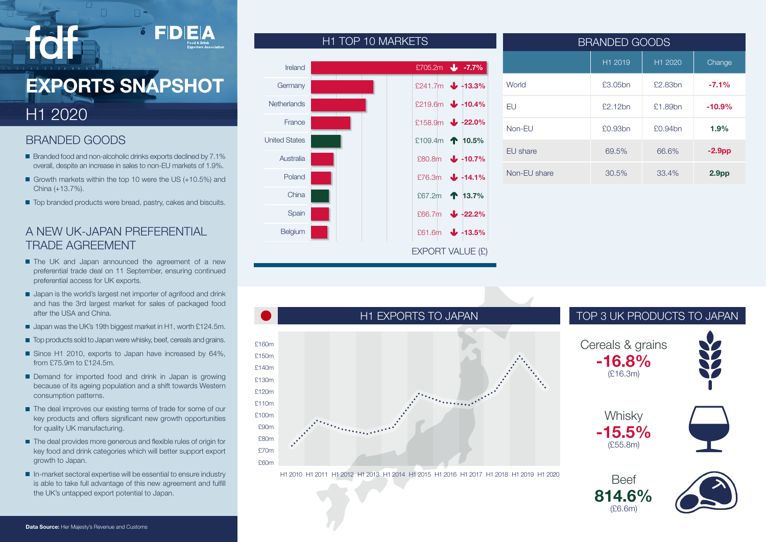fdf

FDEA Food & Drink Exporters Association

# EXPORTS SNAPSHOT

## H1 2020

## BRANDED GOODS

- Branded food and non-alcoholic drinks exports declined by 7.1% overall, despite an increase in sales to non-EU markets of 1.9%.
- Growth markets within the top 10 were the US (+10.5%) and China (+13.7%).
- Top branded products were bread, pastry, cakes and biscuits.

## A NEW UK-JAPAN PREFERENTIAL TRADE AGREEMENT

- The UK and Japan announced the agreement of a new preferential trade deal on 11 September, ensuring continued preferential access for UK exports.
- Japan is the world's largest net importer of agrifood and drink and has the 3rd largest market for sales of packaged food after the USA and China.
- Japan was the UK's 19th biggest market in H1, worth £124.5m.
- Top products sold to Japan were whisky, beef, cereals and grains.
- Since H1 2010, exports to Japan have increased by 64%, from £75.9m to £124.5m.
- Demand for imported food and drink in Japan is growing because of its ageing population and a shift towards Western consumption patterns.
- The deal improves our existing terms of trade for some of our key products and offers significant new growth opportunities for quality UK manufacturing.
- The deal provides more generous and flexible rules of origin for key food and drink categories which will better support export growth to Japan.
- In-market sectoral expertise will be essential to ensure industry is able to take full advantage of this new agreement and fulfill the UK's untapped export potential to Japan.

**Data Source:** Her Majesty's Revenue and Customs

### H1 TOP 10 MARKETS

Ireland £705.2m -7.7%
Germany £241.7m -13.3%
Netherlands £219.6m -10.4%
France £158.9m -22.0%
United States £109.4m 10.5%
Australia £80.8m -10.7%
Poland £76.3m -14.1%
China £67.2m 13.7%
Spain £66.7m -22.2%
Belgium £61.6m -13.5%

EXPORT VALUE (£)

### BRANDED GOODS

| | H1 2019 | H1 2020 | Change |
|---|---|---|---|
| World | £3.05bn | £2.83bn | **-7.1%** |
| EU | £2.12bn | £1.89bn | **-10.9%** |
| Non-EU | £0.93bn | £0.94bn | **1.9%** |
| EU share | 69.5% | 66.6% | **-2.9pp** |
| Non-EU share | 30.5% | 33.4% | **2.9pp** |

### H1 EXPORTS TO JAPAN

£160m
£150m
£140m
£130m
£120m
£110m
£100m
£90m
£80m
£70m
£60m

H1 2010 H1 2011 H1 2012 H1 2013 H1 2014 H1 2015 H1 2016 H1 2017 H1 2018 H1 2019 H1 2020

### TOP 3 UK PRODUCTS TO JAPAN

Cereals & grains
**-16.8%**
(£16.3m)

Whisky
**-15.5%**
(£55.8m)

Beef
**814.6%**
(£6.6m)